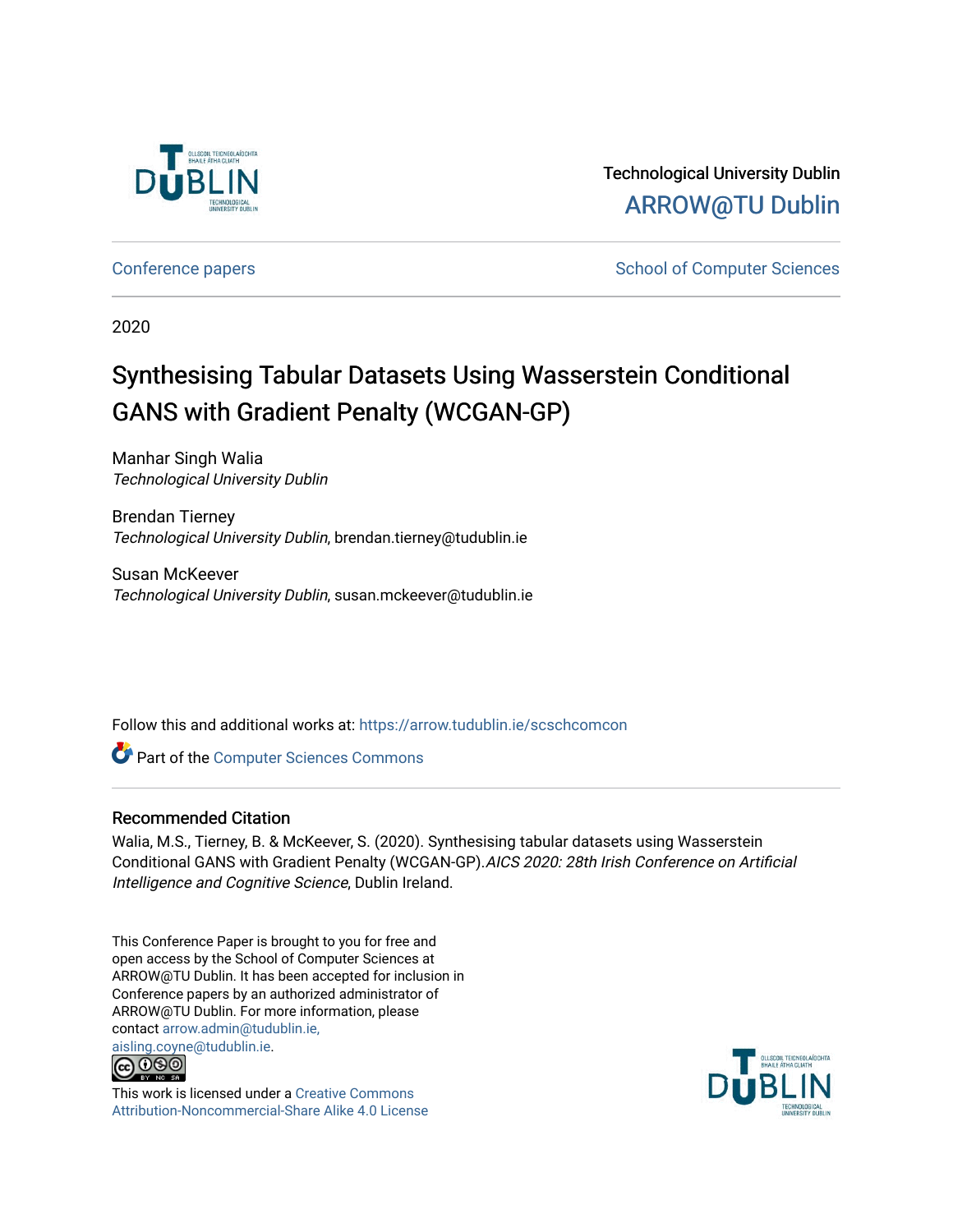Technological University Dublin
ARROW@TU Dublin

Conference papers | School of Computer Sciences

2020

# Synthesising Tabular Datasets Using Wasserstein Conditional GANS with Gradient Penalty (WCGAN-GP)

Manhar Singh Walia
*Technological University Dublin*

Brendan Tierney
*Technological University Dublin*, brendan.tierney@tudublin.ie

Susan McKeever
*Technological University Dublin*, susan.mckeever@tudublin.ie

Follow this and additional works at: https://arrow.tudublin.ie/scschcomcon

Part of the Computer Sciences Commons

## Recommended Citation

Walia, M.S., Tierney, B. & McKeever, S. (2020). Synthesising tabular datasets using Wasserstein Conditional GANS with Gradient Penalty (WCGAN-GP). *AICS 2020: 28th Irish Conference on Artificial Intelligence and Cognitive Science*, Dublin Ireland.

This Conference Paper is brought to you for free and open access by the School of Computer Sciences at ARROW@TU Dublin. It has been accepted for inclusion in Conference papers by an authorized administrator of ARROW@TU Dublin. For more information, please contact arrow.admin@tudublin.ie, aisling.coyne@tudublin.ie.

This work is licensed under a Creative Commons Attribution-Noncommercial-Share Alike 4.0 License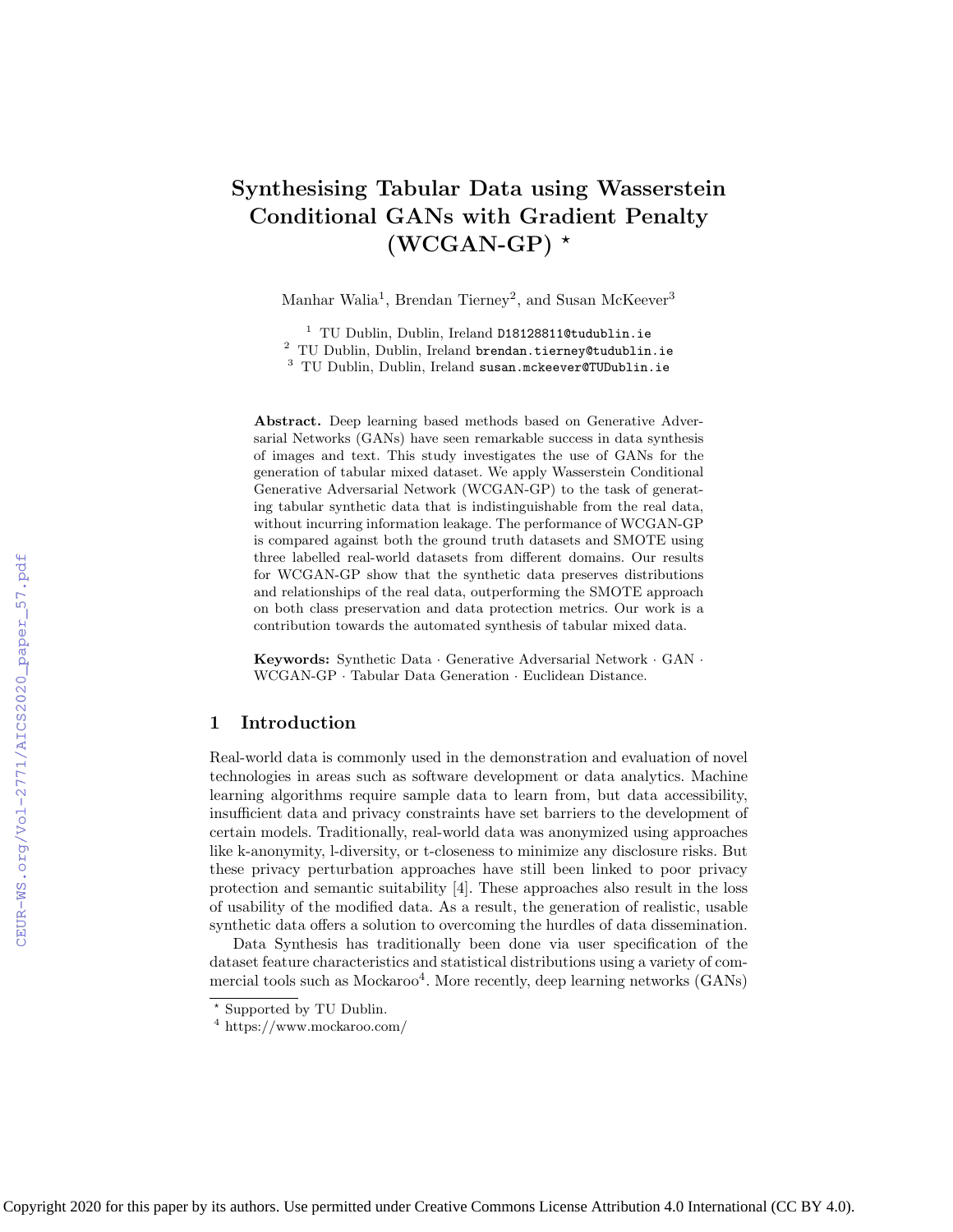# Synthesising Tabular Data using Wasserstein Conditional GANs with Gradient Penalty (WCGAN-GP) *

Manhar Walia[1], Brendan Tierney[2], and Susan McKeever[3]

[1] TU Dublin, Dublin, Ireland D18128811@tudublin.ie
[2] TU Dublin, Dublin, Ireland brendan.tierney@tudublin.ie
[3] TU Dublin, Dublin, Ireland susan.mckeever@TUDublin.ie

**Abstract.** Deep learning based methods based on Generative Adversarial Networks (GANs) have seen remarkable success in data synthesis of images and text. This study investigates the use of GANs for the generation of tabular mixed dataset. We apply Wasserstein Conditional Generative Adversarial Network (WCGAN-GP) to the task of generating tabular synthetic data that is indistinguishable from the real data, without incurring information leakage. The performance of WCGAN-GP is compared against both the ground truth datasets and SMOTE using three labelled real-world datasets from different domains. Our results for WCGAN-GP show that the synthetic data preserves distributions and relationships of the real data, outperforming the SMOTE approach on both class preservation and data protection metrics. Our work is a contribution towards the automated synthesis of tabular mixed data.

**Keywords:** Synthetic Data · Generative Adversarial Network · GAN · WCGAN-GP · Tabular Data Generation · Euclidean Distance.

## 1 Introduction

Real-world data is commonly used in the demonstration and evaluation of novel technologies in areas such as software development or data analytics. Machine learning algorithms require sample data to learn from, but data accessibility, insufficient data and privacy constraints have set barriers to the development of certain models. Traditionally, real-world data was anonymized using approaches like k-anonymity, l-diversity, or t-closeness to minimize any disclosure risks. But these privacy perturbation approaches have still been linked to poor privacy protection and semantic suitability [4]. These approaches also result in the loss of usability of the modified data. As a result, the generation of realistic, usable synthetic data offers a solution to overcoming the hurdles of data dissemination.

Data Synthesis has traditionally been done via user specification of the dataset feature characteristics and statistical distributions using a variety of commercial tools such as Mockaroo[4]. More recently, deep learning networks (GANs)

* Supported by TU Dublin.

[4] https://www.mockaroo.com/

Copyright 2020 for this paper by its authors. Use permitted under Creative Commons License Attribution 4.0 International (CC BY 4.0).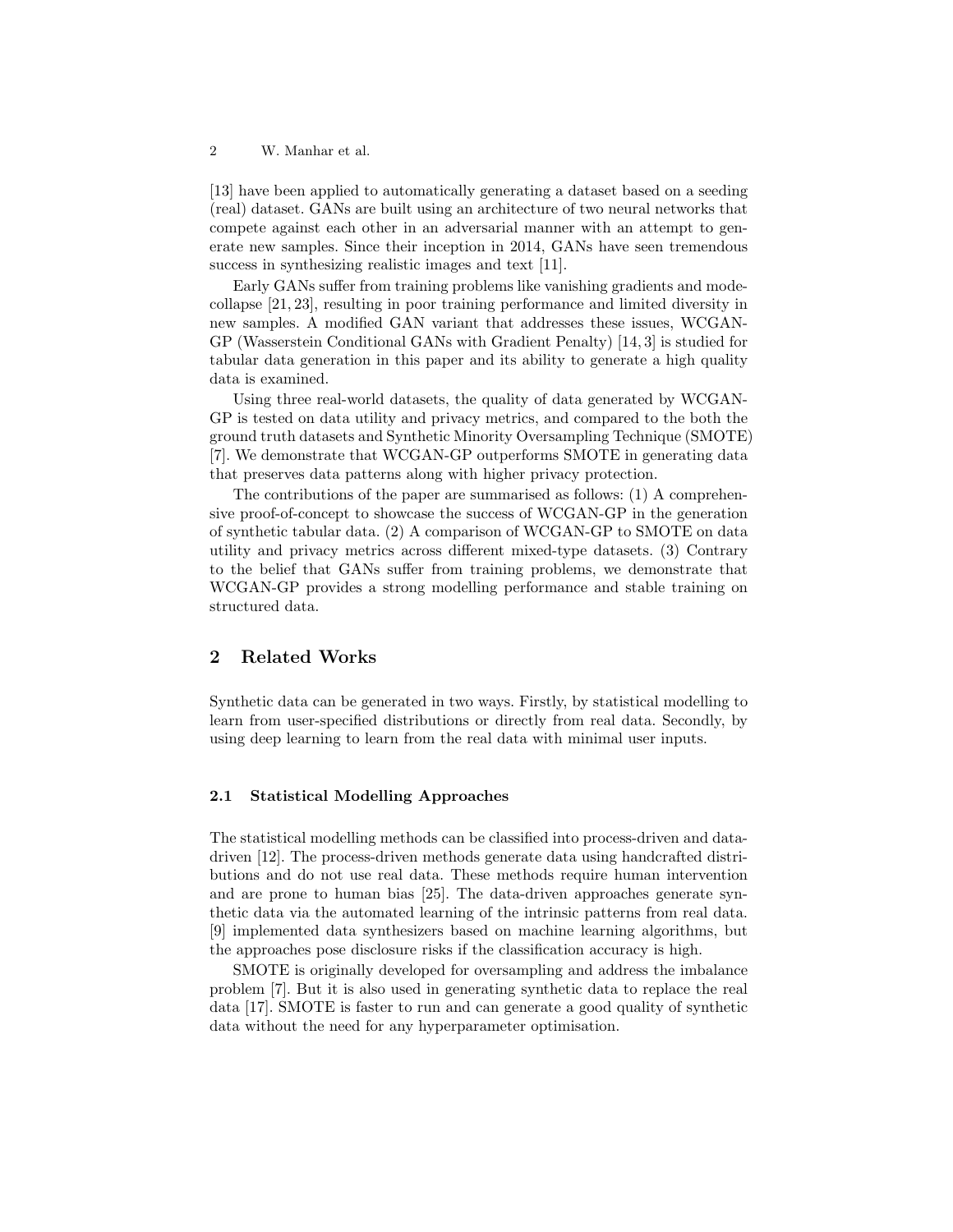[13] have been applied to automatically generating a dataset based on a seeding (real) dataset. GANs are built using an architecture of two neural networks that compete against each other in an adversarial manner with an attempt to generate new samples. Since their inception in 2014, GANs have seen tremendous success in synthesizing realistic images and text [11].

Early GANs suffer from training problems like vanishing gradients and mode-collapse [21, 23], resulting in poor training performance and limited diversity in new samples. A modified GAN variant that addresses these issues, WCGAN-GP (Wasserstein Conditional GANs with Gradient Penalty) [14, 3] is studied for tabular data generation in this paper and its ability to generate a high quality data is examined.

Using three real-world datasets, the quality of data generated by WCGAN-GP is tested on data utility and privacy metrics, and compared to the both the ground truth datasets and Synthetic Minority Oversampling Technique (SMOTE) [7]. We demonstrate that WCGAN-GP outperforms SMOTE in generating data that preserves data patterns along with higher privacy protection.

The contributions of the paper are summarised as follows: (1) A comprehensive proof-of-concept to showcase the success of WCGAN-GP in the generation of synthetic tabular data. (2) A comparison of WCGAN-GP to SMOTE on data utility and privacy metrics across different mixed-type datasets. (3) Contrary to the belief that GANs suffer from training problems, we demonstrate that WCGAN-GP provides a strong modelling performance and stable training on structured data.

## 2 Related Works

Synthetic data can be generated in two ways. Firstly, by statistical modelling to learn from user-specified distributions or directly from real data. Secondly, by using deep learning to learn from the real data with minimal user inputs.

### 2.1 Statistical Modelling Approaches

The statistical modelling methods can be classified into process-driven and data-driven [12]. The process-driven methods generate data using handcrafted distributions and do not use real data. These methods require human intervention and are prone to human bias [25]. The data-driven approaches generate synthetic data via the automated learning of the intrinsic patterns from real data. [9] implemented data synthesizers based on machine learning algorithms, but the approaches pose disclosure risks if the classification accuracy is high.

SMOTE is originally developed for oversampling and address the imbalance problem [7]. But it is also used in generating synthetic data to replace the real data [17]. SMOTE is faster to run and can generate a good quality of synthetic data without the need for any hyperparameter optimisation.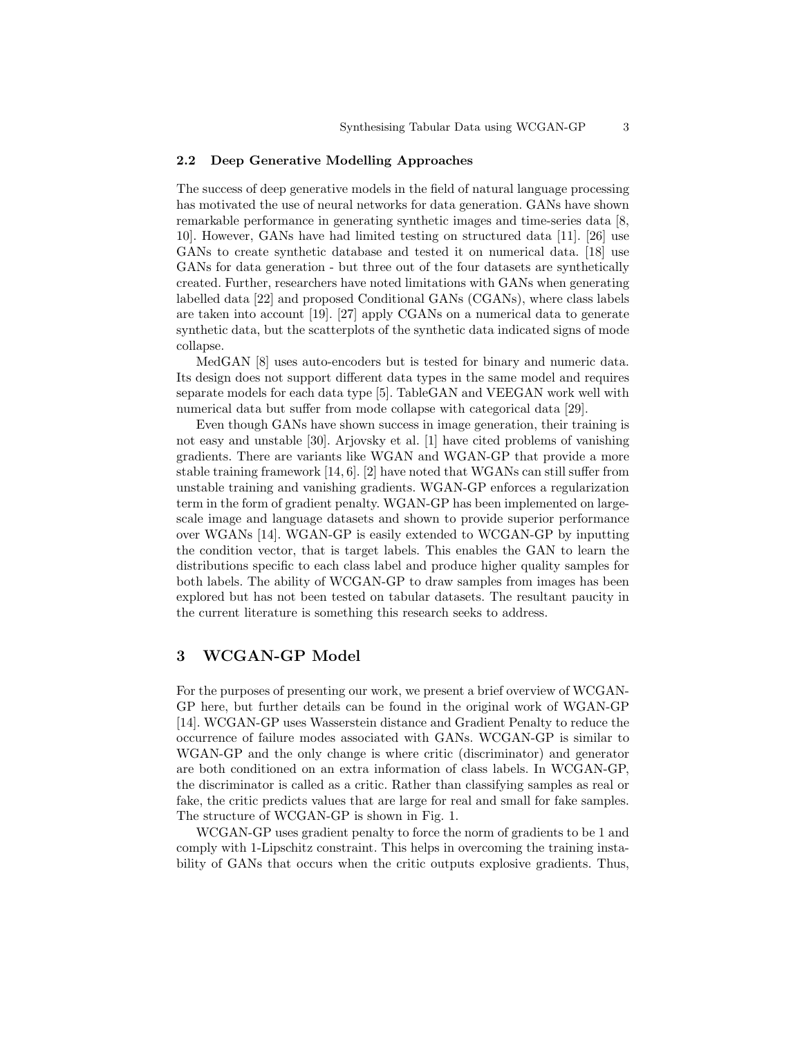### 2.2 Deep Generative Modelling Approaches

The success of deep generative models in the field of natural language processing has motivated the use of neural networks for data generation. GANs have shown remarkable performance in generating synthetic images and time-series data [8, 10]. However, GANs have had limited testing on structured data [11]. [26] use GANs to create synthetic database and tested it on numerical data. [18] use GANs for data generation - but three out of the four datasets are synthetically created. Further, researchers have noted limitations with GANs when generating labelled data [22] and proposed Conditional GANs (CGANs), where class labels are taken into account [19]. [27] apply CGANs on a numerical data to generate synthetic data, but the scatterplots of the synthetic data indicated signs of mode collapse.

MedGAN [8] uses auto-encoders but is tested for binary and numeric data. Its design does not support different data types in the same model and requires separate models for each data type [5]. TableGAN and VEEGAN work well with numerical data but suffer from mode collapse with categorical data [29].

Even though GANs have shown success in image generation, their training is not easy and unstable [30]. Arjovsky et al. [1] have cited problems of vanishing gradients. There are variants like WGAN and WGAN-GP that provide a more stable training framework [14, 6]. [2] have noted that WGANs can still suffer from unstable training and vanishing gradients. WGAN-GP enforces a regularization term in the form of gradient penalty. WGAN-GP has been implemented on large-scale image and language datasets and shown to provide superior performance over WGANs [14]. WGAN-GP is easily extended to WCGAN-GP by inputting the condition vector, that is target labels. This enables the GAN to learn the distributions specific to each class label and produce higher quality samples for both labels. The ability of WCGAN-GP to draw samples from images has been explored but has not been tested on tabular datasets. The resultant paucity in the current literature is something this research seeks to address.

## 3 WCGAN-GP Model

For the purposes of presenting our work, we present a brief overview of WCGAN-GP here, but further details can be found in the original work of WGAN-GP [14]. WCGAN-GP uses Wasserstein distance and Gradient Penalty to reduce the occurrence of failure modes associated with GANs. WCGAN-GP is similar to WGAN-GP and the only change is where critic (discriminator) and generator are both conditioned on an extra information of class labels. In WCGAN-GP, the discriminator is called as a critic. Rather than classifying samples as real or fake, the critic predicts values that are large for real and small for fake samples. The structure of WCGAN-GP is shown in Fig. 1.

WCGAN-GP uses gradient penalty to force the norm of gradients to be 1 and comply with 1-Lipschitz constraint. This helps in overcoming the training instability of GANs that occurs when the critic outputs explosive gradients. Thus,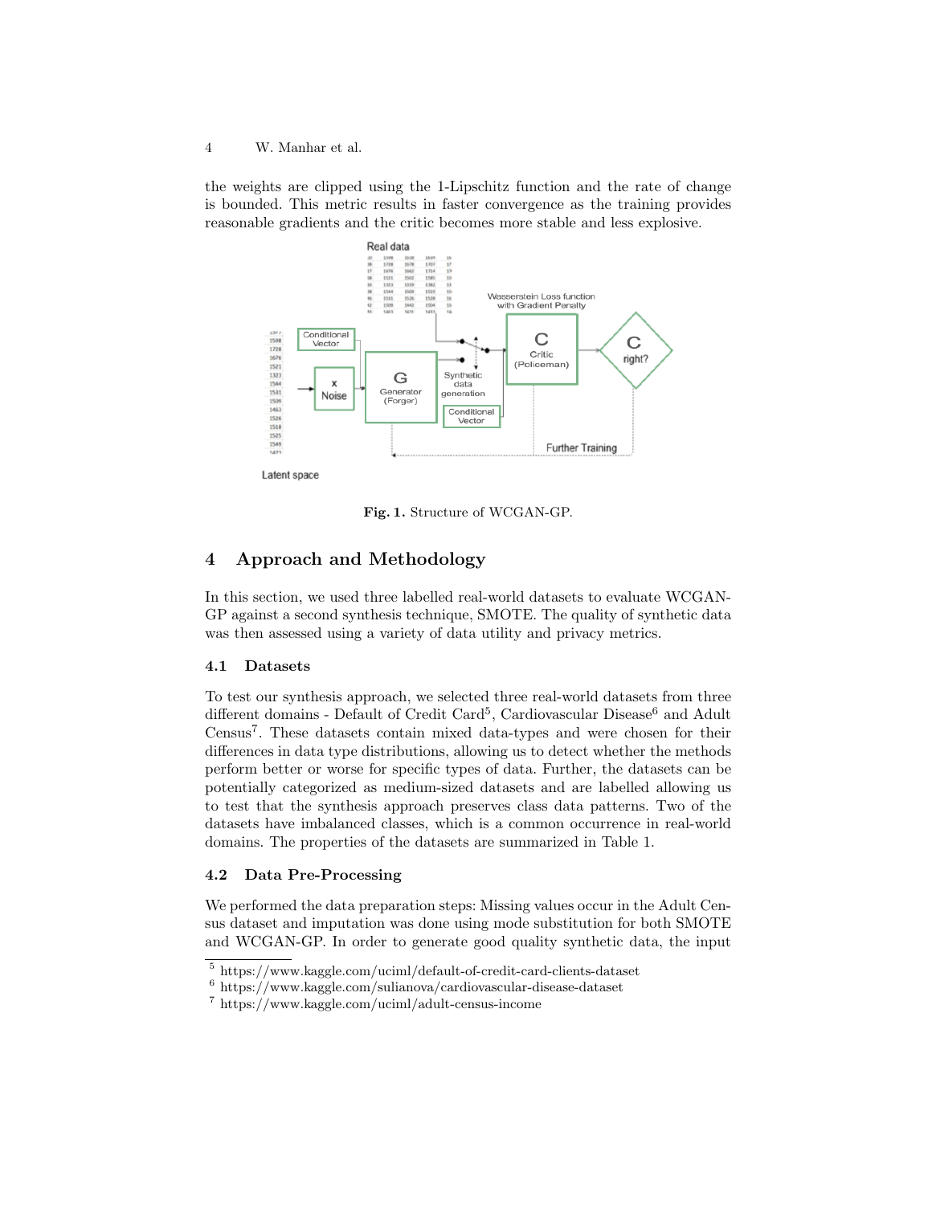the weights are clipped using the 1-Lipschitz function and the rate of change is bounded. This metric results in faster convergence as the training provides reasonable gradients and the critic becomes more stable and less explosive.

**Fig. 1.** Structure of WCGAN-GP.

## 4 Approach and Methodology

In this section, we used three labelled real-world datasets to evaluate WCGAN-GP against a second synthesis technique, SMOTE. The quality of synthetic data was then assessed using a variety of data utility and privacy metrics.

### 4.1 Datasets

To test our synthesis approach, we selected three real-world datasets from three different domains - Default of Credit Card[5], Cardiovascular Disease[6] and Adult Census[7]. These datasets contain mixed data-types and were chosen for their differences in data type distributions, allowing us to detect whether the methods perform better or worse for specific types of data. Further, the datasets can be potentially categorized as medium-sized datasets and are labelled allowing us to test that the synthesis approach preserves class data patterns. Two of the datasets have imbalanced classes, which is a common occurrence in real-world domains. The properties of the datasets are summarized in Table 1.

### 4.2 Data Pre-Processing

We performed the data preparation steps: Missing values occur in the Adult Census dataset and imputation was done using mode substitution for both SMOTE and WCGAN-GP. In order to generate good quality synthetic data, the input

[5] https://www.kaggle.com/uciml/default-of-credit-card-clients-dataset

[6] https://www.kaggle.com/sulianova/cardiovascular-disease-dataset

[7] https://www.kaggle.com/uciml/adult-census-income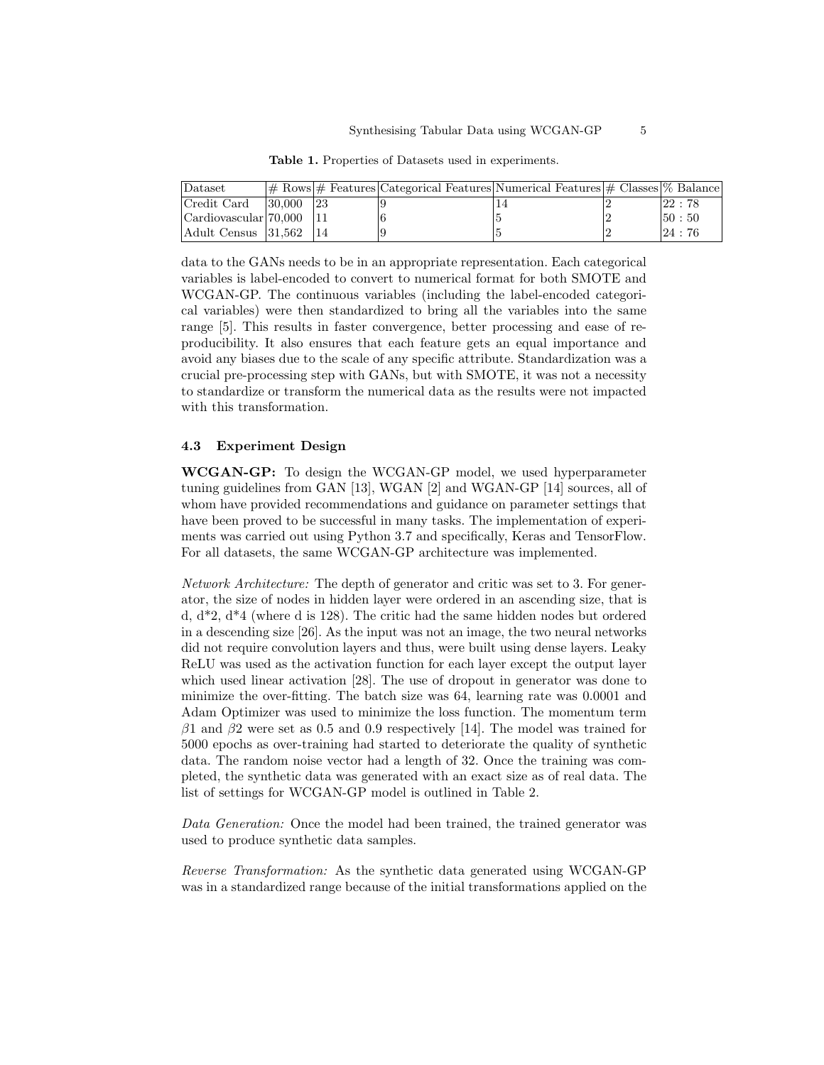**Table 1.** Properties of Datasets used in experiments.

| Dataset | # Rows | # Features | Categorical Features | Numerical Features | # Classes | % Balance |
|---|---|---|---|---|---|---|
| Credit Card | 30,000 | 23 | 9 | 14 | 2 | 22 : 78 |
| Cardiovascular | 70,000 | 11 | 6 | 5 | 2 | 50 : 50 |
| Adult Census | 31,562 | 14 | 9 | 5 | 2 | 24 : 76 |

data to the GANs needs to be in an appropriate representation. Each categorical variables is label-encoded to convert to numerical format for both SMOTE and WCGAN-GP. The continuous variables (including the label-encoded categorical variables) were then standardized to bring all the variables into the same range [5]. This results in faster convergence, better processing and ease of reproducibility. It also ensures that each feature gets an equal importance and avoid any biases due to the scale of any specific attribute. Standardization was a crucial pre-processing step with GANs, but with SMOTE, it was not a necessity to standardize or transform the numerical data as the results were not impacted with this transformation.

### 4.3 Experiment Design

**WCGAN-GP:** To design the WCGAN-GP model, we used hyperparameter tuning guidelines from GAN [13], WGAN [2] and WGAN-GP [14] sources, all of whom have provided recommendations and guidance on parameter settings that have been proved to be successful in many tasks. The implementation of experiments was carried out using Python 3.7 and specifically, Keras and TensorFlow. For all datasets, the same WCGAN-GP architecture was implemented.

*Network Architecture:* The depth of generator and critic was set to 3. For generator, the size of nodes in hidden layer were ordered in an ascending size, that is d, d*2, d*4 (where d is 128). The critic had the same hidden nodes but ordered in a descending size [26]. As the input was not an image, the two neural networks did not require convolution layers and thus, were built using dense layers. Leaky ReLU was used as the activation function for each layer except the output layer which used linear activation [28]. The use of dropout in generator was done to minimize the over-fitting. The batch size was 64, learning rate was 0.0001 and Adam Optimizer was used to minimize the loss function. The momentum term $\beta1$ and $\beta2$ were set as 0.5 and 0.9 respectively [14]. The model was trained for 5000 epochs as over-training had started to deteriorate the quality of synthetic data. The random noise vector had a length of 32. Once the training was completed, the synthetic data was generated with an exact size as of real data. The list of settings for WCGAN-GP model is outlined in Table 2.

*Data Generation:* Once the model had been trained, the trained generator was used to produce synthetic data samples.

*Reverse Transformation:* As the synthetic data generated using WCGAN-GP was in a standardized range because of the initial transformations applied on the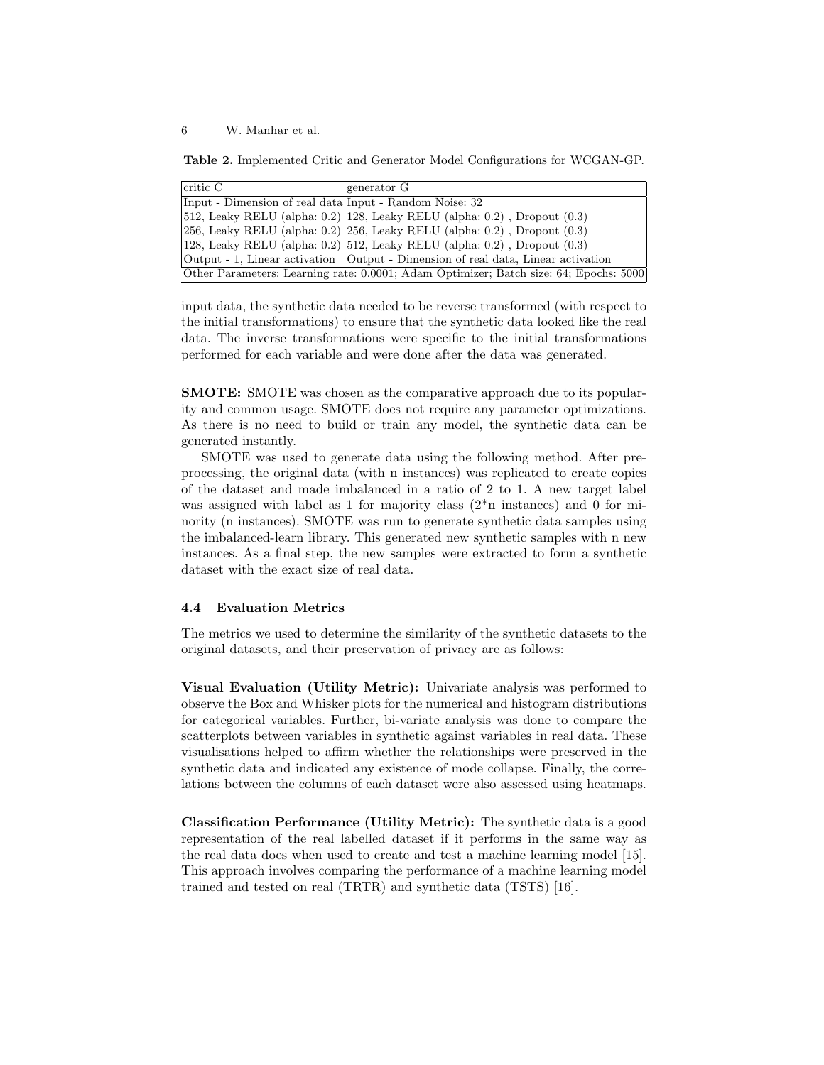**Table 2.** Implemented Critic and Generator Model Configurations for WCGAN-GP.

| critic C | generator G |
| --- | --- |
| Input - Dimension of real data | Input - Random Noise: 32 |
| 512, Leaky RELU (alpha: 0.2) | 128, Leaky RELU (alpha: 0.2) , Dropout (0.3) |
| 256, Leaky RELU (alpha: 0.2) | 256, Leaky RELU (alpha: 0.2) , Dropout (0.3) |
| 128, Leaky RELU (alpha: 0.2) | 512, Leaky RELU (alpha: 0.2) , Dropout (0.3) |
| Output - 1, Linear activation | Output - Dimension of real data, Linear activation |
| Other Parameters: Learning rate: 0.0001; Adam Optimizer; Batch size: 64; Epochs: 5000 | |

input data, the synthetic data needed to be reverse transformed (with respect to the initial transformations) to ensure that the synthetic data looked like the real data. The inverse transformations were specific to the initial transformations performed for each variable and were done after the data was generated.

**SMOTE:** SMOTE was chosen as the comparative approach due to its popularity and common usage. SMOTE does not require any parameter optimizations. As there is no need to build or train any model, the synthetic data can be generated instantly.

SMOTE was used to generate data using the following method. After preprocessing, the original data (with n instances) was replicated to create copies of the dataset and made imbalanced in a ratio of 2 to 1. A new target label was assigned with label as 1 for majority class (2*n instances) and 0 for minority (n instances). SMOTE was run to generate synthetic data samples using the imbalanced-learn library. This generated new synthetic samples with n new instances. As a final step, the new samples were extracted to form a synthetic dataset with the exact size of real data.

### 4.4 Evaluation Metrics

The metrics we used to determine the similarity of the synthetic datasets to the original datasets, and their preservation of privacy are as follows:

**Visual Evaluation (Utility Metric):** Univariate analysis was performed to observe the Box and Whisker plots for the numerical and histogram distributions for categorical variables. Further, bi-variate analysis was done to compare the scatterplots between variables in synthetic against variables in real data. These visualisations helped to affirm whether the relationships were preserved in the synthetic data and indicated any existence of mode collapse. Finally, the correlations between the columns of each dataset were also assessed using heatmaps.

**Classification Performance (Utility Metric):** The synthetic data is a good representation of the real labelled dataset if it performs in the same way as the real data does when used to create and test a machine learning model [15]. This approach involves comparing the performance of a machine learning model trained and tested on real (TRTR) and synthetic data (TSTS) [16].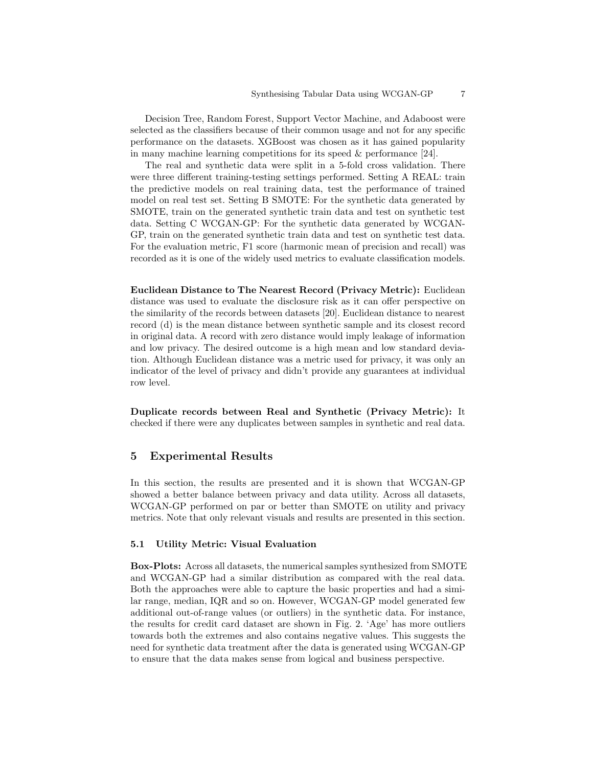Decision Tree, Random Forest, Support Vector Machine, and Adaboost were selected as the classifiers because of their common usage and not for any specific performance on the datasets. XGBoost was chosen as it has gained popularity in many machine learning competitions for its speed & performance [24].

The real and synthetic data were split in a 5-fold cross validation. There were three different training-testing settings performed. Setting A REAL: train the predictive models on real training data, test the performance of trained model on real test set. Setting B SMOTE: For the synthetic data generated by SMOTE, train on the generated synthetic train data and test on synthetic test data. Setting C WCGAN-GP: For the synthetic data generated by WCGAN-GP, train on the generated synthetic train data and test on synthetic test data. For the evaluation metric, F1 score (harmonic mean of precision and recall) was recorded as it is one of the widely used metrics to evaluate classification models.

**Euclidean Distance to The Nearest Record (Privacy Metric):** Euclidean distance was used to evaluate the disclosure risk as it can offer perspective on the similarity of the records between datasets [20]. Euclidean distance to nearest record (d) is the mean distance between synthetic sample and its closest record in original data. A record with zero distance would imply leakage of information and low privacy. The desired outcome is a high mean and low standard deviation. Although Euclidean distance was a metric used for privacy, it was only an indicator of the level of privacy and didn't provide any guarantees at individual row level.

**Duplicate records between Real and Synthetic (Privacy Metric):** It checked if there were any duplicates between samples in synthetic and real data.

## 5 Experimental Results

In this section, the results are presented and it is shown that WCGAN-GP showed a better balance between privacy and data utility. Across all datasets, WCGAN-GP performed on par or better than SMOTE on utility and privacy metrics. Note that only relevant visuals and results are presented in this section.

### 5.1 Utility Metric: Visual Evaluation

**Box-Plots:** Across all datasets, the numerical samples synthesized from SMOTE and WCGAN-GP had a similar distribution as compared with the real data. Both the approaches were able to capture the basic properties and had a similar range, median, IQR and so on. However, WCGAN-GP model generated few additional out-of-range values (or outliers) in the synthetic data. For instance, the results for credit card dataset are shown in Fig. 2. 'Age' has more outliers towards both the extremes and also contains negative values. This suggests the need for synthetic data treatment after the data is generated using WCGAN-GP to ensure that the data makes sense from logical and business perspective.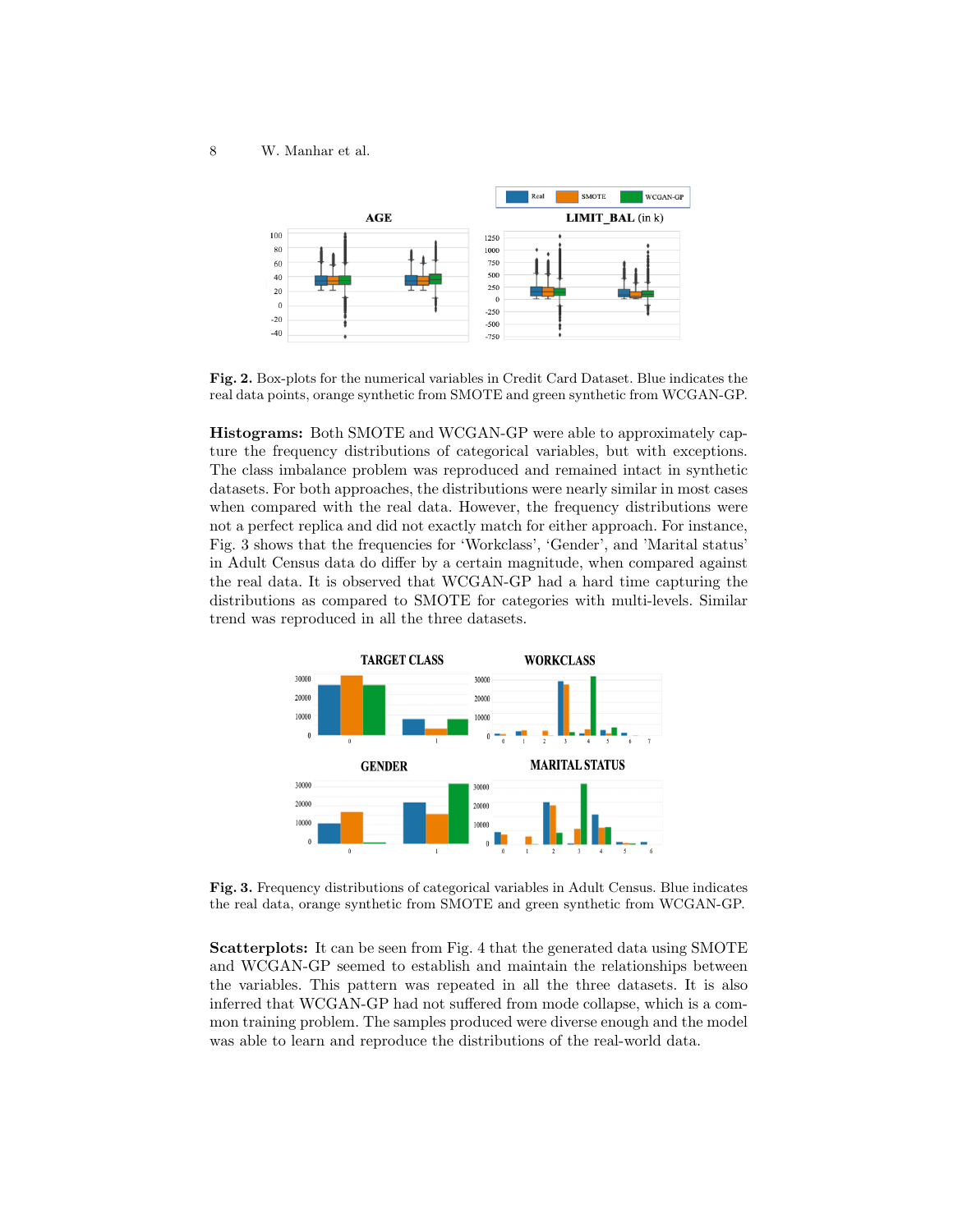**Fig. 2.** Box-plots for the numerical variables in Credit Card Dataset. Blue indicates the real data points, orange synthetic from SMOTE and green synthetic from WCGAN-GP.

**Histograms:** Both SMOTE and WCGAN-GP were able to approximately capture the frequency distributions of categorical variables, but with exceptions. The class imbalance problem was reproduced and remained intact in synthetic datasets. For both approaches, the distributions were nearly similar in most cases when compared with the real data. However, the frequency distributions were not a perfect replica and did not exactly match for either approach. For instance, Fig. 3 shows that the frequencies for 'Workclass', 'Gender', and 'Marital status' in Adult Census data do differ by a certain magnitude, when compared against the real data. It is observed that WCGAN-GP had a hard time capturing the distributions as compared to SMOTE for categories with multi-levels. Similar trend was reproduced in all the three datasets.

**Fig. 3.** Frequency distributions of categorical variables in Adult Census. Blue indicates the real data, orange synthetic from SMOTE and green synthetic from WCGAN-GP.

**Scatterplots:** It can be seen from Fig. 4 that the generated data using SMOTE and WCGAN-GP seemed to establish and maintain the relationships between the variables. This pattern was repeated in all the three datasets. It is also inferred that WCGAN-GP had not suffered from mode collapse, which is a common training problem. The samples produced were diverse enough and the model was able to learn and reproduce the distributions of the real-world data.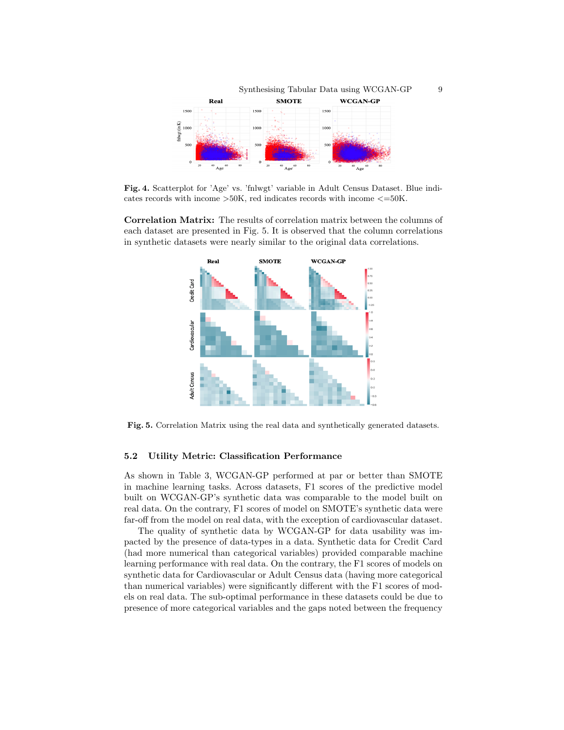**Fig. 4.** Scatterplot for 'Age' vs. 'fnlwgt' variable in Adult Census Dataset. Blue indicates records with income >50K, red indicates records with income <=50K.

**Correlation Matrix:** The results of correlation matrix between the columns of each dataset are presented in Fig. 5. It is observed that the column correlations in synthetic datasets were nearly similar to the original data correlations.

**Fig. 5.** Correlation Matrix using the real data and synthetically generated datasets.

### 5.2 Utility Metric: Classification Performance

As shown in Table 3, WCGAN-GP performed at par or better than SMOTE in machine learning tasks. Across datasets, F1 scores of the predictive model built on WCGAN-GP's synthetic data was comparable to the model built on real data. On the contrary, F1 scores of model on SMOTE's synthetic data were far-off from the model on real data, with the exception of cardiovascular dataset.

The quality of synthetic data by WCGAN-GP for data usability was impacted by the presence of data-types in a data. Synthetic data for Credit Card (had more numerical than categorical variables) provided comparable machine learning performance with real data. On the contrary, the F1 scores of models on synthetic data for Cardiovascular or Adult Census data (having more categorical than numerical variables) were significantly different with the F1 scores of models on real data. The sub-optimal performance in these datasets could be due to presence of more categorical variables and the gaps noted between the frequency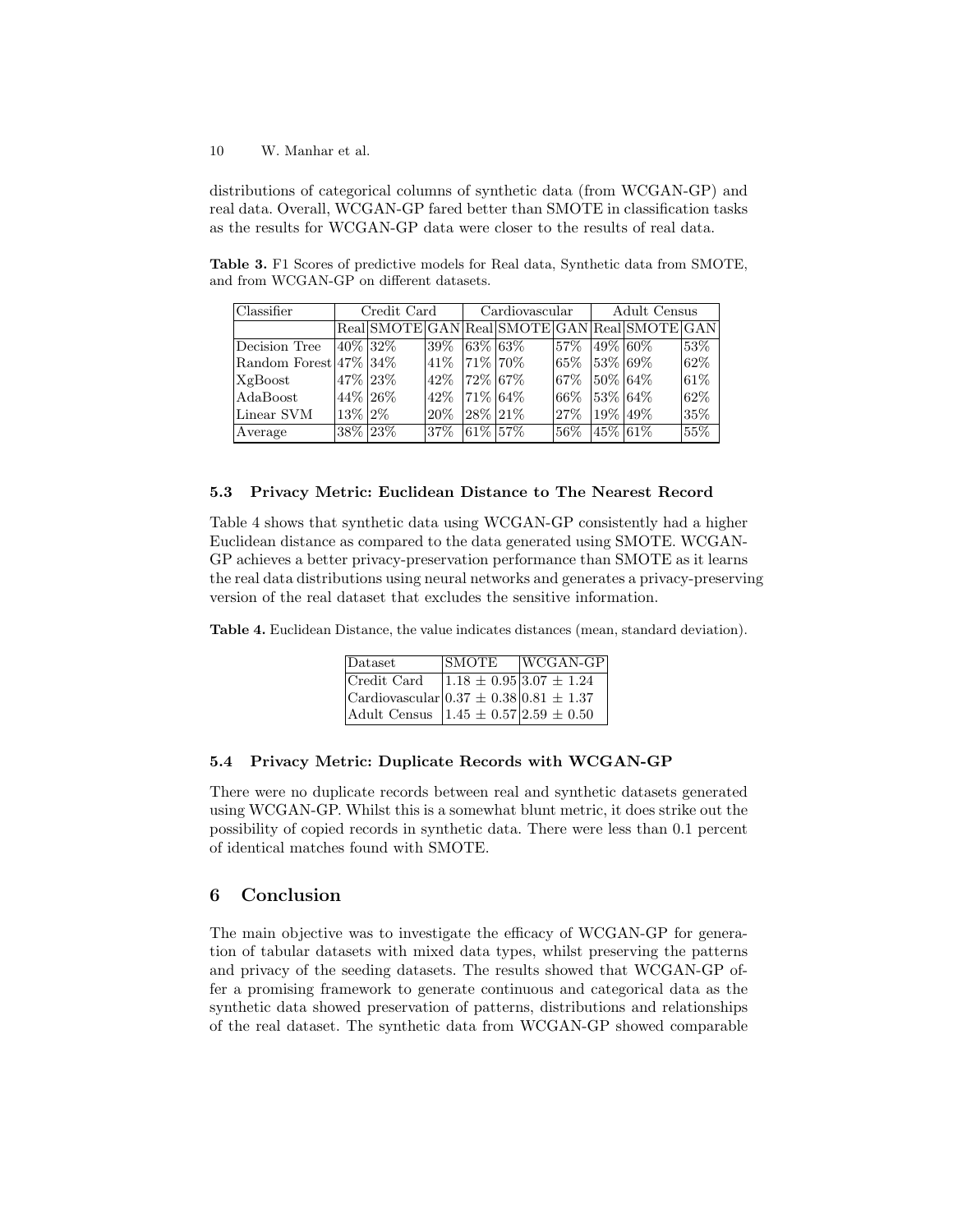distributions of categorical columns of synthetic data (from WCGAN-GP) and real data. Overall, WCGAN-GP fared better than SMOTE in classification tasks as the results for WCGAN-GP data were closer to the results of real data.

**Table 3.** F1 Scores of predictive models for Real data, Synthetic data from SMOTE, and from WCGAN-GP on different datasets.

| Classifier | Credit Card | | | Cardiovascular | | | Adult Census | | |
|---|---|---|---|---|---|---|---|---|---|
| | Real | SMOTE | GAN | Real | SMOTE | GAN | Real | SMOTE | GAN |
| Decision Tree | 40% | 32% | 39% | 63% | 63% | 57% | 49% | 60% | 53% |
| Random Forest | 47% | 34% | 41% | 71% | 70% | 65% | 53% | 69% | 62% |
| XgBoost | 47% | 23% | 42% | 72% | 67% | 67% | 50% | 64% | 61% |
| AdaBoost | 44% | 26% | 42% | 71% | 64% | 66% | 53% | 64% | 62% |
| Linear SVM | 13% | 2% | 20% | 28% | 21% | 27% | 19% | 49% | 35% |
| Average | 38% | 23% | 37% | 61% | 57% | 56% | 45% | 61% | 55% |

### 5.3 Privacy Metric: Euclidean Distance to The Nearest Record

Table 4 shows that synthetic data using WCGAN-GP consistently had a higher Euclidean distance as compared to the data generated using SMOTE. WCGAN-GP achieves a better privacy-preservation performance than SMOTE as it learns the real data distributions using neural networks and generates a privacy-preserving version of the real dataset that excludes the sensitive information.

**Table 4.** Euclidean Distance, the value indicates distances (mean, standard deviation).

| Dataset | SMOTE | WCGAN-GP |
|---|---|---|
| Credit Card | $1.18 \pm 0.95$ | $3.07 \pm 1.24$ |
| Cardiovascular | $0.37 \pm 0.38$ | $0.81 \pm 1.37$ |
| Adult Census | $1.45 \pm 0.57$ | $2.59 \pm 0.50$ |

### 5.4 Privacy Metric: Duplicate Records with WCGAN-GP

There were no duplicate records between real and synthetic datasets generated using WCGAN-GP. Whilst this is a somewhat blunt metric, it does strike out the possibility of copied records in synthetic data. There were less than 0.1 percent of identical matches found with SMOTE.

## 6 Conclusion

The main objective was to investigate the efficacy of WCGAN-GP for generation of tabular datasets with mixed data types, whilst preserving the patterns and privacy of the seeding datasets. The results showed that WCGAN-GP offer a promising framework to generate continuous and categorical data as the synthetic data showed preservation of patterns, distributions and relationships of the real dataset. The synthetic data from WCGAN-GP showed comparable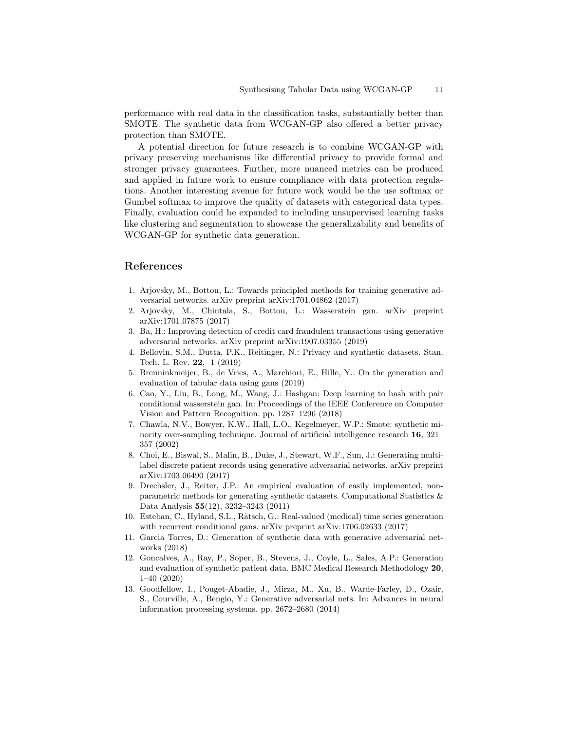performance with real data in the classification tasks, substantially better than SMOTE. The synthetic data from WCGAN-GP also offered a better privacy protection than SMOTE.

A potential direction for future research is to combine WCGAN-GP with privacy preserving mechanisms like differential privacy to provide formal and stronger privacy guarantees. Further, more nuanced metrics can be produced and applied in future work to ensure compliance with data protection regulations. Another interesting avenue for future work would be the use softmax or Gumbel softmax to improve the quality of datasets with categorical data types. Finally, evaluation could be expanded to including unsupervised learning tasks like clustering and segmentation to showcase the generalizability and benefits of WCGAN-GP for synthetic data generation.

## References

1. Arjovsky, M., Bottou, L.: Towards principled methods for training generative adversarial networks. arXiv preprint arXiv:1701.04862 (2017)
2. Arjovsky, M., Chintala, S., Bottou, L.: Wasserstein gan. arXiv preprint arXiv:1701.07875 (2017)
3. Ba, H.: Improving detection of credit card fraudulent transactions using generative adversarial networks. arXiv preprint arXiv:1907.03355 (2019)
4. Bellovin, S.M., Dutta, P.K., Reitinger, N.: Privacy and synthetic datasets. Stan. Tech. L. Rev. **22**, 1 (2019)
5. Brenninkmeijer, B., de Vries, A., Marchiori, E., Hille, Y.: On the generation and evaluation of tabular data using gans (2019)
6. Cao, Y., Liu, B., Long, M., Wang, J.: Hashgan: Deep learning to hash with pair conditional wasserstein gan. In: Proceedings of the IEEE Conference on Computer Vision and Pattern Recognition. pp. 1287–1296 (2018)
7. Chawla, N.V., Bowyer, K.W., Hall, L.O., Kegelmeyer, W.P.: Smote: synthetic minority over-sampling technique. Journal of artificial intelligence research **16**, 321–357 (2002)
8. Choi, E., Biswal, S., Malin, B., Duke, J., Stewart, W.F., Sun, J.: Generating multi-label discrete patient records using generative adversarial networks. arXiv preprint arXiv:1703.06490 (2017)
9. Drechsler, J., Reiter, J.P.: An empirical evaluation of easily implemented, non-parametric methods for generating synthetic datasets. Computational Statistics & Data Analysis **55**(12), 3232–3243 (2011)
10. Esteban, C., Hyland, S.L., Rätsch, G.: Real-valued (medical) time series generation with recurrent conditional gans. arXiv preprint arXiv:1706.02633 (2017)
11. Garcia Torres, D.: Generation of synthetic data with generative adversarial networks (2018)
12. Goncalves, A., Ray, P., Soper, B., Stevens, J., Coyle, L., Sales, A.P.: Generation and evaluation of synthetic patient data. BMC Medical Research Methodology **20**, 1–40 (2020)
13. Goodfellow, I., Pouget-Abadie, J., Mirza, M., Xu, B., Warde-Farley, D., Ozair, S., Courville, A., Bengio, Y.: Generative adversarial nets. In: Advances in neural information processing systems. pp. 2672–2680 (2014)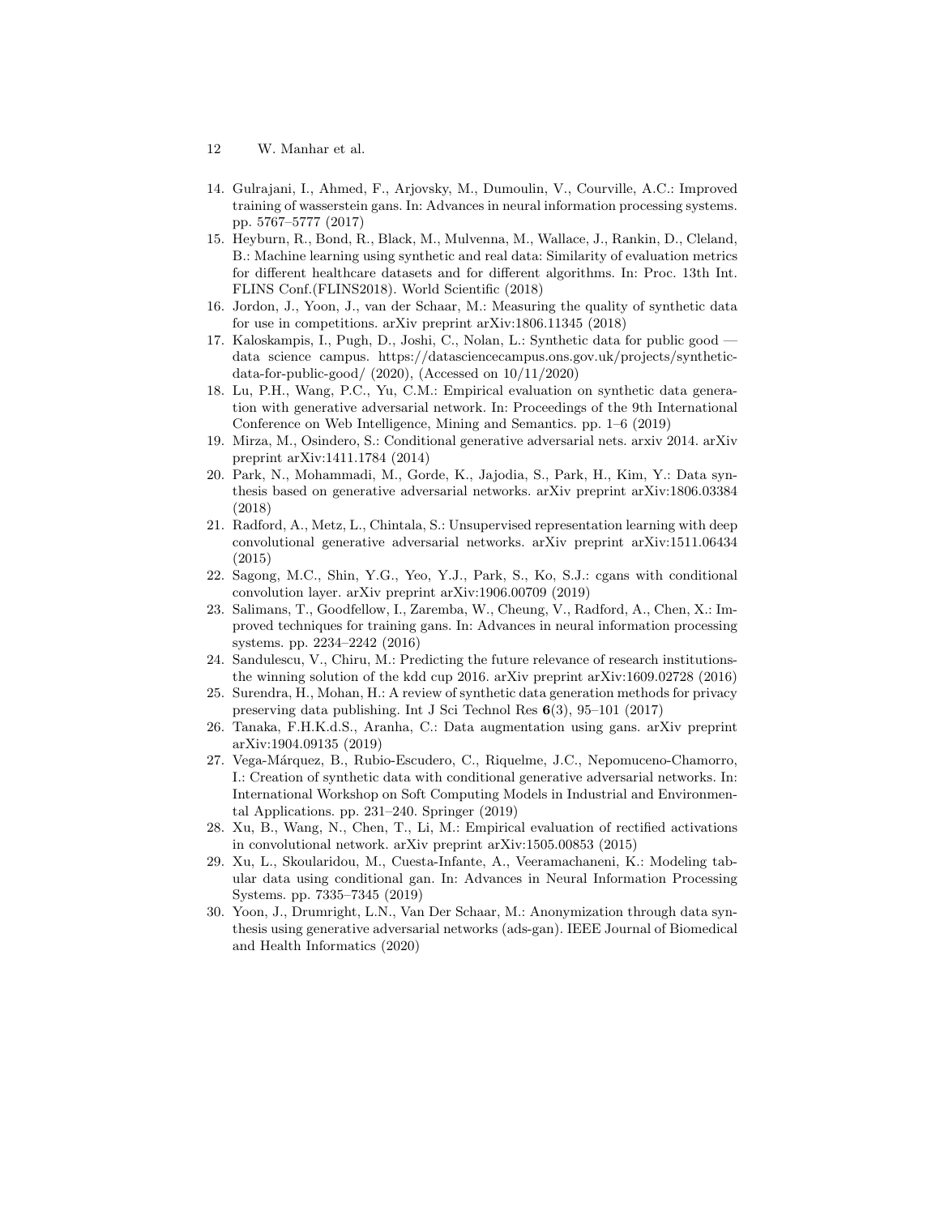14. Gulrajani, I., Ahmed, F., Arjovsky, M., Dumoulin, V., Courville, A.C.: Improved training of wasserstein gans. In: Advances in neural information processing systems. pp. 5767–5777 (2017)
15. Heyburn, R., Bond, R., Black, M., Mulvenna, M., Wallace, J., Rankin, D., Cleland, B.: Machine learning using synthetic and real data: Similarity of evaluation metrics for different healthcare datasets and for different algorithms. In: Proc. 13th Int. FLINS Conf.(FLINS2018). World Scientific (2018)
16. Jordon, J., Yoon, J., van der Schaar, M.: Measuring the quality of synthetic data for use in competitions. arXiv preprint arXiv:1806.11345 (2018)
17. Kaloskampis, I., Pugh, D., Joshi, C., Nolan, L.: Synthetic data for public good — data science campus. https://datasciencecampus.ons.gov.uk/projects/synthetic-data-for-public-good/ (2020), (Accessed on 10/11/2020)
18. Lu, P.H., Wang, P.C., Yu, C.M.: Empirical evaluation on synthetic data generation with generative adversarial network. In: Proceedings of the 9th International Conference on Web Intelligence, Mining and Semantics. pp. 1–6 (2019)
19. Mirza, M., Osindero, S.: Conditional generative adversarial nets. arxiv 2014. arXiv preprint arXiv:1411.1784 (2014)
20. Park, N., Mohammadi, M., Gorde, K., Jajodia, S., Park, H., Kim, Y.: Data synthesis based on generative adversarial networks. arXiv preprint arXiv:1806.03384 (2018)
21. Radford, A., Metz, L., Chintala, S.: Unsupervised representation learning with deep convolutional generative adversarial networks. arXiv preprint arXiv:1511.06434 (2015)
22. Sagong, M.C., Shin, Y.G., Yeo, Y.J., Park, S., Ko, S.J.: cgans with conditional convolution layer. arXiv preprint arXiv:1906.00709 (2019)
23. Salimans, T., Goodfellow, I., Zaremba, W., Cheung, V., Radford, A., Chen, X.: Improved techniques for training gans. In: Advances in neural information processing systems. pp. 2234–2242 (2016)
24. Sandulescu, V., Chiru, M.: Predicting the future relevance of research institutions-the winning solution of the kdd cup 2016. arXiv preprint arXiv:1609.02728 (2016)
25. Surendra, H., Mohan, H.: A review of synthetic data generation methods for privacy preserving data publishing. Int J Sci Technol Res **6**(3), 95–101 (2017)
26. Tanaka, F.H.K.d.S., Aranha, C.: Data augmentation using gans. arXiv preprint arXiv:1904.09135 (2019)
27. Vega-Márquez, B., Rubio-Escudero, C., Riquelme, J.C., Nepomuceno-Chamorro, I.: Creation of synthetic data with conditional generative adversarial networks. In: International Workshop on Soft Computing Models in Industrial and Environmental Applications. pp. 231–240. Springer (2019)
28. Xu, B., Wang, N., Chen, T., Li, M.: Empirical evaluation of rectified activations in convolutional network. arXiv preprint arXiv:1505.00853 (2015)
29. Xu, L., Skoularidou, M., Cuesta-Infante, A., Veeramachaneni, K.: Modeling tabular data using conditional gan. In: Advances in Neural Information Processing Systems. pp. 7335–7345 (2019)
30. Yoon, J., Drumright, L.N., Van Der Schaar, M.: Anonymization through data synthesis using generative adversarial networks (ads-gan). IEEE Journal of Biomedical and Health Informatics (2020)